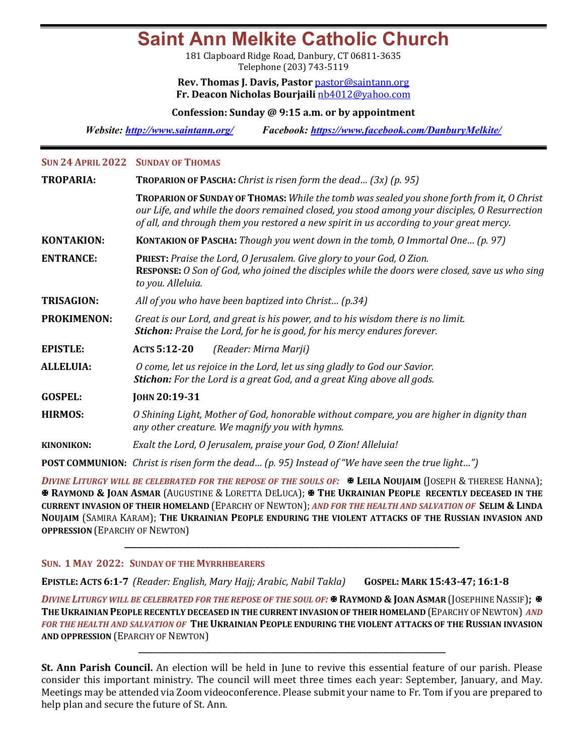# Saint Ann Melkite Catholic Church

181 Clapboard Ridge Road, Danbury, CT 06811-3635
Telephone (203) 743-5119

**Rev. Thomas J. Davis, Pastor** pastor@saintann.org
**Fr. Deacon Nicholas Bourjaili** nb4012@yahoo.com

**Confession: Sunday @ 9:15 a.m. or by appointment**

***Website:*** ***http://www.saintann.org/*** ***Facebook:*** ***https://www.facebook.com/DanburyMelkite/***

---

## SUN 24 APRIL 2022 SUNDAY OF THOMAS

**TROPARIA:** **TROPARION OF PASCHA:** *Christ is risen form the dead… (3x) (p. 95)*

**TROPARION OF SUNDAY OF THOMAS:** *While the tomb was sealed you shone forth from it, O Christ our Life, and while the doors remained closed, you stood among your disciples, O Resurrection of all, and through them you restored a new spirit in us according to your great mercy.*

**KONTAKION:** **KONTAKION OF PASCHA:** *Though you went down in the tomb, O Immortal One… (p. 97)*

**ENTRANCE:** **PRIEST:** *Praise the Lord, O Jerusalem. Give glory to your God, O Zion.*
**RESPONSE:** *O Son of God, who joined the disciples while the doors were closed, save us who sing to you. Alleluia.*

**TRISAGION:** *All of you who have been baptized into Christ… (p.34)*

**PROKIMENON:** *Great is our Lord, and great is his power, and to his wisdom there is no limit.*
***Stichon:*** *Praise the Lord, for he is good, for his mercy endures forever.*

**EPISTLE:** **ACTS 5:12-20** *(Reader: Mirna Marji)*

**ALLELUIA:** *O come, let us rejoice in the Lord, let us sing gladly to God our Savior.*
***Stichon:*** *For the Lord is a great God, and a great King above all gods.*

**GOSPEL:** **JOHN 20:19-31**

**HIRMOS:** *O Shining Light, Mother of God, honorable without compare, you are higher in dignity than any other creature. We magnify you with hymns.*

**KINONIKON:** *Exalt the Lord, O Jerusalem, praise your God, O Zion! Alleluia!*

**POST COMMUNION:** *Christ is risen form the dead… (p. 95) Instead of "We have seen the true light…")*

***DIVINE LITURGY WILL BE CELEBRATED FOR THE REPOSE OF THE SOULS OF:*** ✠ **LEILA NOUJAIM** (JOSEPH & THERESE HANNA); ✠ **RAYMOND & JOAN ASMAR** (AUGUSTINE & LORETTA DELUCA); ✠ **THE UKRAINIAN PEOPLE RECENTLY DECEASED IN THE CURRENT INVASION OF THEIR HOMELAND** (EPARCHY OF NEWTON); ***AND FOR THE HEALTH AND SALVATION OF*** **SELIM & LINDA NOUJAIM** (SAMIRA KARAM); **THE UKRAINIAN PEOPLE ENDURING THE VIOLENT ATTACKS OF THE RUSSIAN INVASION AND OPPRESSION** (EPARCHY OF NEWTON)

---

## SUN. 1 MAY 2022: SUNDAY OF THE MYRRHBEARERS

**EPISTLE: ACTS 6:1-7** *(Reader: English, Mary Hajj; Arabic, Nabil Takla)* **GOSPEL: MARK 15:43-47; 16:1-8**

***DIVINE LITURGY WILL BE CELEBRATED FOR THE REPOSE OF THE SOUL OF:*** ✠ **RAYMOND & JOAN ASMAR** (JOSEPHINE NASSIF); ✠ **THE UKRAINIAN PEOPLE RECENTLY DECEASED IN THE CURRENT INVASION OF THEIR HOMELAND** (EPARCHY OF NEWTON) ***AND FOR THE HEALTH AND SALVATION OF*** **THE UKRAINIAN PEOPLE ENDURING THE VIOLENT ATTACKS OF THE RUSSIAN INVASION AND OPPRESSION** (EPARCHY OF NEWTON)

---

**St. Ann Parish Council.** An election will be held in June to revive this essential feature of our parish. Please consider this important ministry. The council will meet three times each year: September, January, and May. Meetings may be attended via Zoom videoconference. Please submit your name to Fr. Tom if you are prepared to help plan and secure the future of St. Ann.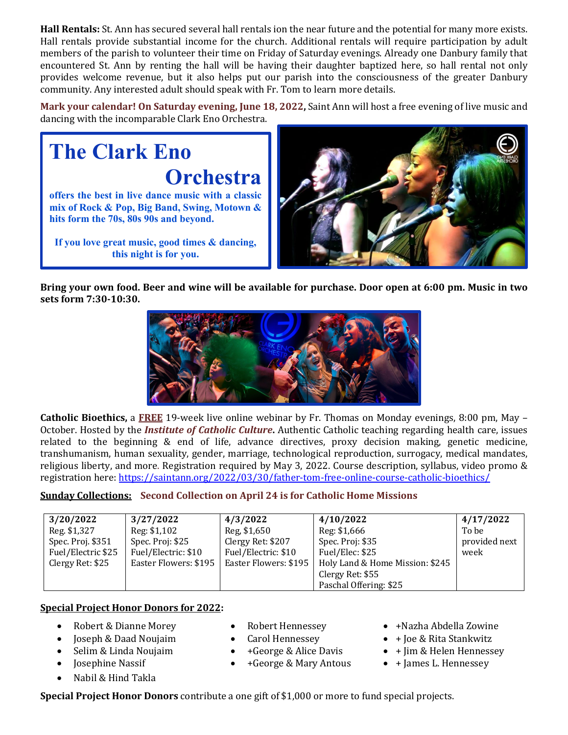**Hall Rentals:** St. Ann has secured several hall rentals ion the near future and the potential for many more exists. Hall rentals provide substantial income for the church. Additional rentals will require participation by adult members of the parish to volunteer their time on Friday of Saturday evenings. Already one Danbury family that encountered St. Ann by renting the hall will be having their daughter baptized here, so hall rental not only provides welcome revenue, but it also helps put our parish into the consciousness of the greater Danbury community. Any interested adult should speak with Fr. Tom to learn more details.

**Mark your calendar! On Saturday evening, June 18, 2022,** Saint Ann will host a free evening of live music and dancing with the incomparable Clark Eno Orchestra.

# The Clark Eno Orchestra

**offers the best in live dance music with a classic mix of Rock & Pop, Big Band, Swing, Motown & hits form the 70s, 80s 90s and beyond.**

**If you love great music, good times & dancing, this night is for you.**

**Bring your own food. Beer and wine will be available for purchase. Door open at 6:00 pm. Music in two sets form 7:30-10:30.**

**Catholic Bioethics,** a **FREE** 19-week live online webinar by Fr. Thomas on Monday evenings, 8:00 pm, May – October. Hosted by the ***Institute of Catholic Culture*****.** Authentic Catholic teaching regarding health care, issues related to the beginning & end of life, advance directives, proxy decision making, genetic medicine, transhumanism, human sexuality, gender, marriage, technological reproduction, surrogacy, medical mandates, religious liberty, and more. Registration required by May 3, 2022. Course description, syllabus, video promo & registration here: https://saintann.org/2022/03/30/father-tom-free-online-course-catholic-bioethics/

**Sunday Collections:** **Second Collection on April 24 is for Catholic Home Missions**

| 3/20/2022 | 3/27/2022 | 4/3/2022 | 4/10/2022 | 4/17/2022 |
|---|---|---|---|---|
| Reg. $1,327<br>Spec. Proj. $351<br>Fuel/Electric $25<br>Clergy Ret: $25 | Reg: $1,102<br>Spec. Proj: $25<br>Fuel/Electric: $10<br>Easter Flowers: $195 | Reg, $1,650<br>Clergy Ret: $207<br>Fuel/Electric: $10<br>Easter Flowers: $195 | Reg: $1,666<br>Spec. Proj: $35<br>Fuel/Elec: $25<br>Holy Land & Home Mission: $245<br>Clergy Ret: $55<br>Paschal Offering: $25 | To be provided next week |

**Special Project Honor Donors for 2022:**

- Robert & Dianne Morey
- Joseph & Daad Noujaim
- Selim & Linda Noujaim
- Josephine Nassif
- Nabil & Hind Takla
- Robert Hennessey
- Carol Hennessey
- +George & Alice Davis
- +George & Mary Antous
- +Nazha Abdella Zowine
- + Joe & Rita Stankwitz
- + Jim & Helen Hennessey
- + James L. Hennessey

**Special Project Honor Donors** contribute a one gift of $1,000 or more to fund special projects.